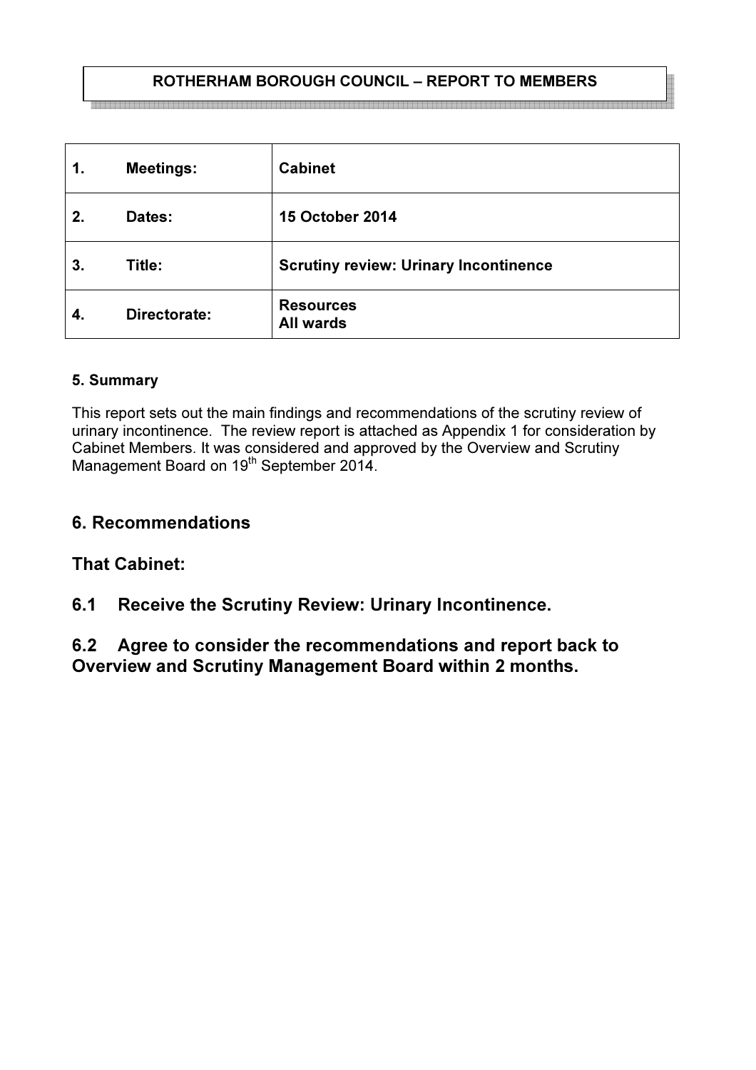**ROTHERHAM BOROUGH COUNCIL – REPORT TO MEMBERS**

| | | |
|---|---|---|
| **1.** | **Meetings:** | **Cabinet** |
| **2.** | **Dates:** | **15 October 2014** |
| **3.** | **Title:** | **Scrutiny review: Urinary Incontinence** |
| **4.** | **Directorate:** | **Resources**<br>**All wards** |

**5. Summary**

This report sets out the main findings and recommendations of the scrutiny review of urinary incontinence. The review report is attached as Appendix 1 for consideration by Cabinet Members. It was considered and approved by the Overview and Scrutiny Management Board on 19th September 2014.

## 6. Recommendations

**That Cabinet:**

**6.1 Receive the Scrutiny Review: Urinary Incontinence.**

**6.2 Agree to consider the recommendations and report back to Overview and Scrutiny Management Board within 2 months.**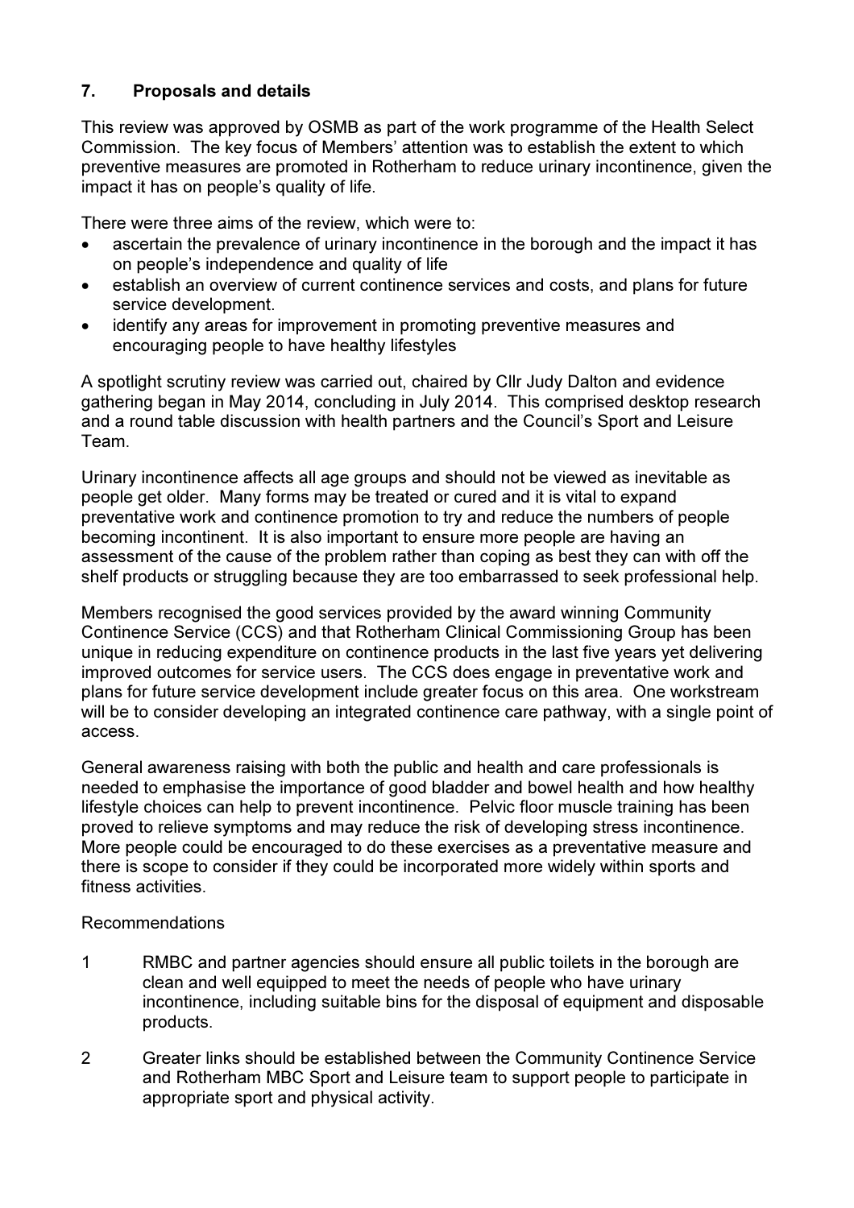## 7. Proposals and details

This review was approved by OSMB as part of the work programme of the Health Select Commission. The key focus of Members' attention was to establish the extent to which preventive measures are promoted in Rotherham to reduce urinary incontinence, given the impact it has on people's quality of life.

There were three aims of the review, which were to:

- ascertain the prevalence of urinary incontinence in the borough and the impact it has on people's independence and quality of life
- establish an overview of current continence services and costs, and plans for future service development.
- identify any areas for improvement in promoting preventive measures and encouraging people to have healthy lifestyles

A spotlight scrutiny review was carried out, chaired by Cllr Judy Dalton and evidence gathering began in May 2014, concluding in July 2014. This comprised desktop research and a round table discussion with health partners and the Council's Sport and Leisure Team.

Urinary incontinence affects all age groups and should not be viewed as inevitable as people get older. Many forms may be treated or cured and it is vital to expand preventative work and continence promotion to try and reduce the numbers of people becoming incontinent. It is also important to ensure more people are having an assessment of the cause of the problem rather than coping as best they can with off the shelf products or struggling because they are too embarrassed to seek professional help.

Members recognised the good services provided by the award winning Community Continence Service (CCS) and that Rotherham Clinical Commissioning Group has been unique in reducing expenditure on continence products in the last five years yet delivering improved outcomes for service users. The CCS does engage in preventative work and plans for future service development include greater focus on this area. One workstream will be to consider developing an integrated continence care pathway, with a single point of access.

General awareness raising with both the public and health and care professionals is needed to emphasise the importance of good bladder and bowel health and how healthy lifestyle choices can help to prevent incontinence. Pelvic floor muscle training has been proved to relieve symptoms and may reduce the risk of developing stress incontinence. More people could be encouraged to do these exercises as a preventative measure and there is scope to consider if they could be incorporated more widely within sports and fitness activities.

Recommendations

1. RMBC and partner agencies should ensure all public toilets in the borough are clean and well equipped to meet the needs of people who have urinary incontinence, including suitable bins for the disposal of equipment and disposable products.

2. Greater links should be established between the Community Continence Service and Rotherham MBC Sport and Leisure team to support people to participate in appropriate sport and physical activity.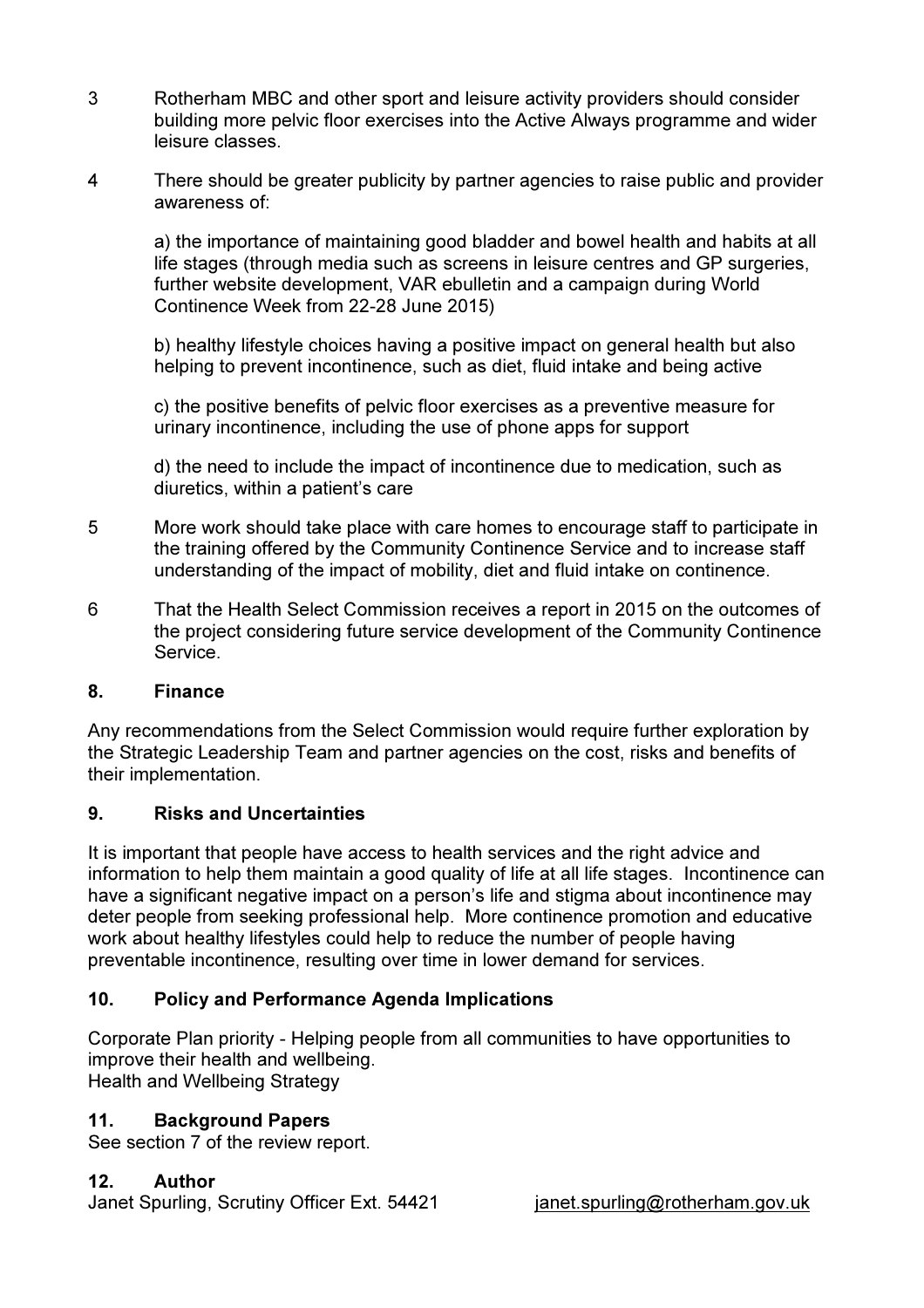3 Rotherham MBC and other sport and leisure activity providers should consider building more pelvic floor exercises into the Active Always programme and wider leisure classes.

4 There should be greater publicity by partner agencies to raise public and provider awareness of:

a) the importance of maintaining good bladder and bowel health and habits at all life stages (through media such as screens in leisure centres and GP surgeries, further website development, VAR ebulletin and a campaign during World Continence Week from 22-28 June 2015)

b) healthy lifestyle choices having a positive impact on general health but also helping to prevent incontinence, such as diet, fluid intake and being active

c) the positive benefits of pelvic floor exercises as a preventive measure for urinary incontinence, including the use of phone apps for support

d) the need to include the impact of incontinence due to medication, such as diuretics, within a patient's care

5 More work should take place with care homes to encourage staff to participate in the training offered by the Community Continence Service and to increase staff understanding of the impact of mobility, diet and fluid intake on continence.

6 That the Health Select Commission receives a report in 2015 on the outcomes of the project considering future service development of the Community Continence Service.

## 8. Finance

Any recommendations from the Select Commission would require further exploration by the Strategic Leadership Team and partner agencies on the cost, risks and benefits of their implementation.

## 9. Risks and Uncertainties

It is important that people have access to health services and the right advice and information to help them maintain a good quality of life at all life stages. Incontinence can have a significant negative impact on a person's life and stigma about incontinence may deter people from seeking professional help. More continence promotion and educative work about healthy lifestyles could help to reduce the number of people having preventable incontinence, resulting over time in lower demand for services.

## 10. Policy and Performance Agenda Implications

Corporate Plan priority - Helping people from all communities to have opportunities to improve their health and wellbeing.
Health and Wellbeing Strategy

## 11. Background Papers

See section 7 of the review report.

## 12. Author

Janet Spurling, Scrutiny Officer Ext. 54421 janet.spurling@rotherham.gov.uk